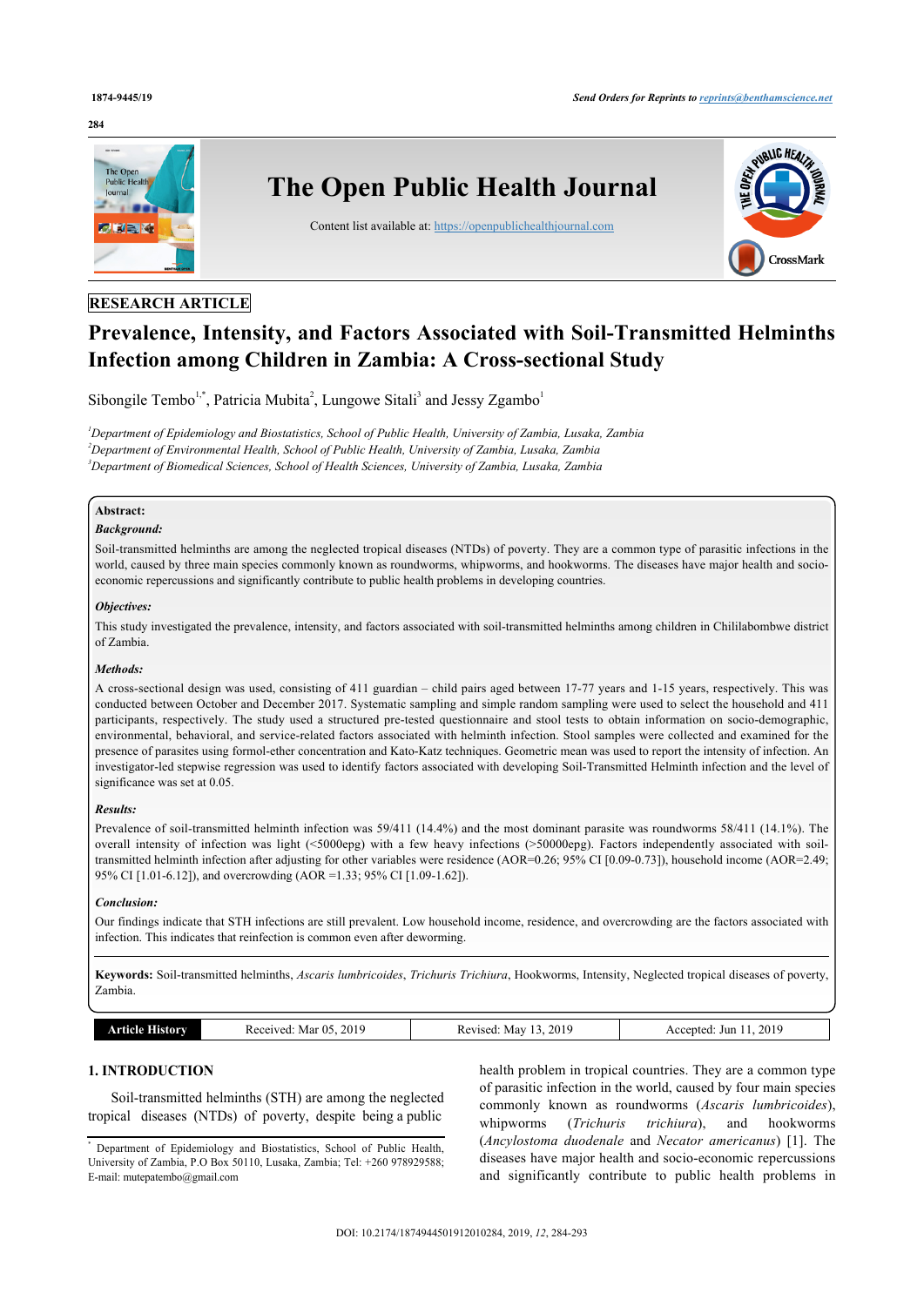RESEARCH ARTICLE

# Prevalence, Intensity, and Factors Associated with Soil-Transmitted Helminths Infection among Children in Zambia: A Cross-sectional Study

Sibongile Tembo[1,*], Patricia Mubita[2], Lungowe Sitali[3] and Jessy Zgambo[1]

[1]*Department of Epidemiology and Biostatistics, School of Public Health, University of Zambia, Lusaka, Zambia*
[2]*Department of Environmental Health, School of Public Health, University of Zambia, Lusaka, Zambia*
[3]*Department of Biomedical Sciences, School of Health Sciences, University of Zambia, Lusaka, Zambia*

**Abstract:**

***Background:***

Soil-transmitted helminths are among the neglected tropical diseases (NTDs) of poverty. They are a common type of parasitic infections in the world, caused by three main species commonly known as roundworms, whipworms, and hookworms. The diseases have major health and socio-economic repercussions and significantly contribute to public health problems in developing countries.

***Objectives:***

This study investigated the prevalence, intensity, and factors associated with soil-transmitted helminths among children in Chililabombwe district of Zambia.

***Methods:***

A cross-sectional design was used, consisting of 411 guardian – child pairs aged between 17-77 years and 1-15 years, respectively. This was conducted between October and December 2017. Systematic sampling and simple random sampling were used to select the household and 411 participants, respectively. The study used a structured pre-tested questionnaire and stool tests to obtain information on socio-demographic, environmental, behavioral, and service-related factors associated with helminth infection. Stool samples were collected and examined for the presence of parasites using formol-ether concentration and Kato-Katz techniques. Geometric mean was used to report the intensity of infection. An investigator-led stepwise regression was used to identify factors associated with developing Soil-Transmitted Helminth infection and the level of significance was set at 0.05.

***Results:***

Prevalence of soil-transmitted helminth infection was 59/411 (14.4%) and the most dominant parasite was roundworms 58/411 (14.1%). The overall intensity of infection was light (<5000epg) with a few heavy infections (>50000epg). Factors independently associated with soil-transmitted helminth infection after adjusting for other variables were residence (AOR=0.26; 95% CI [0.09-0.73]), household income (AOR=2.49; 95% CI [1.01-6.12]), and overcrowding (AOR =1.33; 95% CI [1.09-1.62]).

***Conclusion:***

Our findings indicate that STH infections are still prevalent. Low household income, residence, and overcrowding are the factors associated with infection. This indicates that reinfection is common even after deworming.

**Keywords:** Soil-transmitted helminths, *Ascaris lumbricoides*, *Trichuris Trichiura*, Hookworms, Intensity, Neglected tropical diseases of poverty, Zambia.

| Article History | Received: Mar 05, 2019 | Revised: May 13, 2019 | Accepted: Jun 11, 2019 |
|---|---|---|---|

## 1. INTRODUCTION

Soil-transmitted helminths (STH) are among the neglected tropical diseases (NTDs) of poverty, despite being a public health problem in tropical countries. They are a common type of parasitic infection in the world, caused by four main species commonly known as roundworms (*Ascaris lumbricoides*), whipworms (*Trichuris trichiura*), and hookworms (*Ancylostoma duodenale* and *Necator americanus*) [1]. The diseases have major health and socio-economic repercussions and significantly contribute to public health problems in

[*] Department of Epidemiology and Biostatistics, School of Public Health, University of Zambia, P.O Box 50110, Lusaka, Zambia; Tel: +260 978929588; E-mail: mutepatembo@gmail.com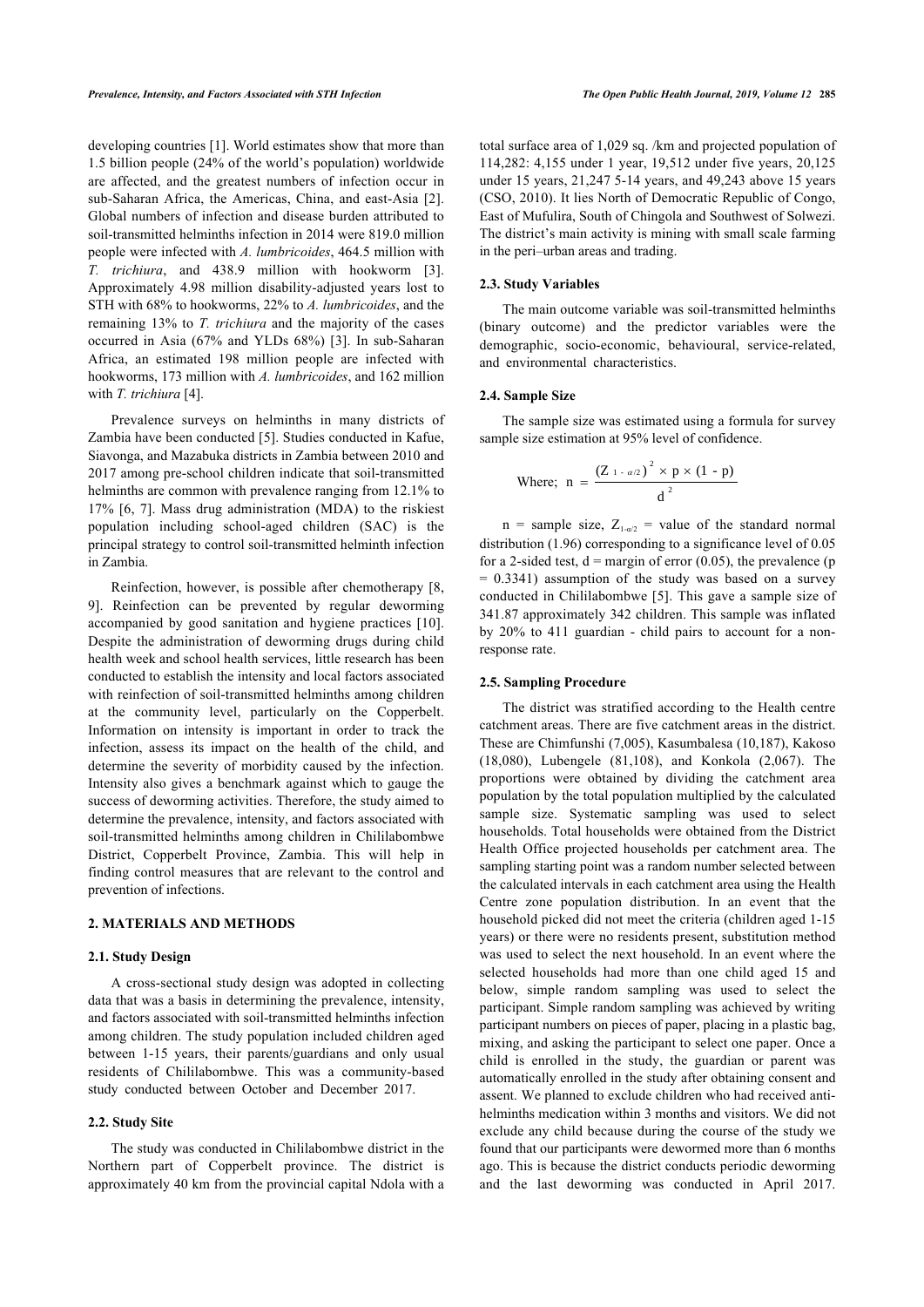developing countries [1]. World estimates show that more than 1.5 billion people (24% of the world's population) worldwide are affected, and the greatest numbers of infection occur in sub-Saharan Africa, the Americas, China, and east-Asia [2]. Global numbers of infection and disease burden attributed to soil-transmitted helminths infection in 2014 were 819.0 million people were infected with *A. lumbricoides*, 464.5 million with *T. trichiura*, and 438.9 million with hookworm [3]. Approximately 4.98 million disability-adjusted years lost to STH with 68% to hookworms, 22% to *A. lumbricoides*, and the remaining 13% to *T. trichiura* and the majority of the cases occurred in Asia (67% and YLDs 68%) [3]. In sub-Saharan Africa, an estimated 198 million people are infected with hookworms, 173 million with *A. lumbricoides*, and 162 million with *T. trichiura* [4].

Prevalence surveys on helminths in many districts of Zambia have been conducted [5]. Studies conducted in Kafue, Siavonga, and Mazabuka districts in Zambia between 2010 and 2017 among pre-school children indicate that soil-transmitted helminths are common with prevalence ranging from 12.1% to 17% [6, 7]. Mass drug administration (MDA) to the riskiest population including school-aged children (SAC) is the principal strategy to control soil-transmitted helminth infection in Zambia.

Reinfection, however, is possible after chemotherapy [8, 9]. Reinfection can be prevented by regular deworming accompanied by good sanitation and hygiene practices [10]. Despite the administration of deworming drugs during child health week and school health services, little research has been conducted to establish the intensity and local factors associated with reinfection of soil-transmitted helminths among children at the community level, particularly on the Copperbelt. Information on intensity is important in order to track the infection, assess its impact on the health of the child, and determine the severity of morbidity caused by the infection. Intensity also gives a benchmark against which to gauge the success of deworming activities. Therefore, the study aimed to determine the prevalence, intensity, and factors associated with soil-transmitted helminths among children in Chililabombwe District, Copperbelt Province, Zambia. This will help in finding control measures that are relevant to the control and prevention of infections.

## 2. MATERIALS AND METHODS

### 2.1. Study Design

A cross-sectional study design was adopted in collecting data that was a basis in determining the prevalence, intensity, and factors associated with soil-transmitted helminths infection among children. The study population included children aged between 1-15 years, their parents/guardians and only usual residents of Chililabombwe. This was a community-based study conducted between October and December 2017.

### 2.2. Study Site

The study was conducted in Chililabombwe district in the Northern part of Copperbelt province. The district is approximately 40 km from the provincial capital Ndola with a total surface area of 1,029 sq. /km and projected population of 114,282: 4,155 under 1 year, 19,512 under five years, 20,125 under 15 years, 21,247 5-14 years, and 49,243 above 15 years (CSO, 2010). It lies North of Democratic Republic of Congo, East of Mufulira, South of Chingola and Southwest of Solwezi. The district's main activity is mining with small scale farming in the peri–urban areas and trading.

### 2.3. Study Variables

The main outcome variable was soil-transmitted helminths (binary outcome) and the predictor variables were the demographic, socio-economic, behavioural, service-related, and environmental characteristics.

### 2.4. Sample Size

The sample size was estimated using a formula for survey sample size estimation at 95% level of confidence.

$$\text{Where; } n = \frac{(Z_{1-\alpha/2})^2 \times p \times (1 - p)}{d^2}$$

n = sample size, $Z_{1-\alpha/2}$ = value of the standard normal distribution (1.96) corresponding to a significance level of 0.05 for a 2-sided test, d = margin of error (0.05), the prevalence (p = 0.3341) assumption of the study was based on a survey conducted in Chililabombwe [5]. This gave a sample size of 341.87 approximately 342 children. This sample was inflated by 20% to 411 guardian - child pairs to account for a non-response rate.

### 2.5. Sampling Procedure

The district was stratified according to the Health centre catchment areas. There are five catchment areas in the district. These are Chimfunshi (7,005), Kasumbalesa (10,187), Kakoso (18,080), Lubengele (81,108), and Konkola (2,067). The proportions were obtained by dividing the catchment area population by the total population multiplied by the calculated sample size. Systematic sampling was used to select households. Total households were obtained from the District Health Office projected households per catchment area. The sampling starting point was a random number selected between the calculated intervals in each catchment area using the Health Centre zone population distribution. In an event that the household picked did not meet the criteria (children aged 1-15 years) or there were no residents present, substitution method was used to select the next household. In an event where the selected households had more than one child aged 15 and below, simple random sampling was used to select the participant. Simple random sampling was achieved by writing participant numbers on pieces of paper, placing in a plastic bag, mixing, and asking the participant to select one paper. Once a child is enrolled in the study, the guardian or parent was automatically enrolled in the study after obtaining consent and assent. We planned to exclude children who had received anti-helminths medication within 3 months and visitors. We did not exclude any child because during the course of the study we found that our participants were dewormed more than 6 months ago. This is because the district conducts periodic deworming and the last deworming was conducted in April 2017.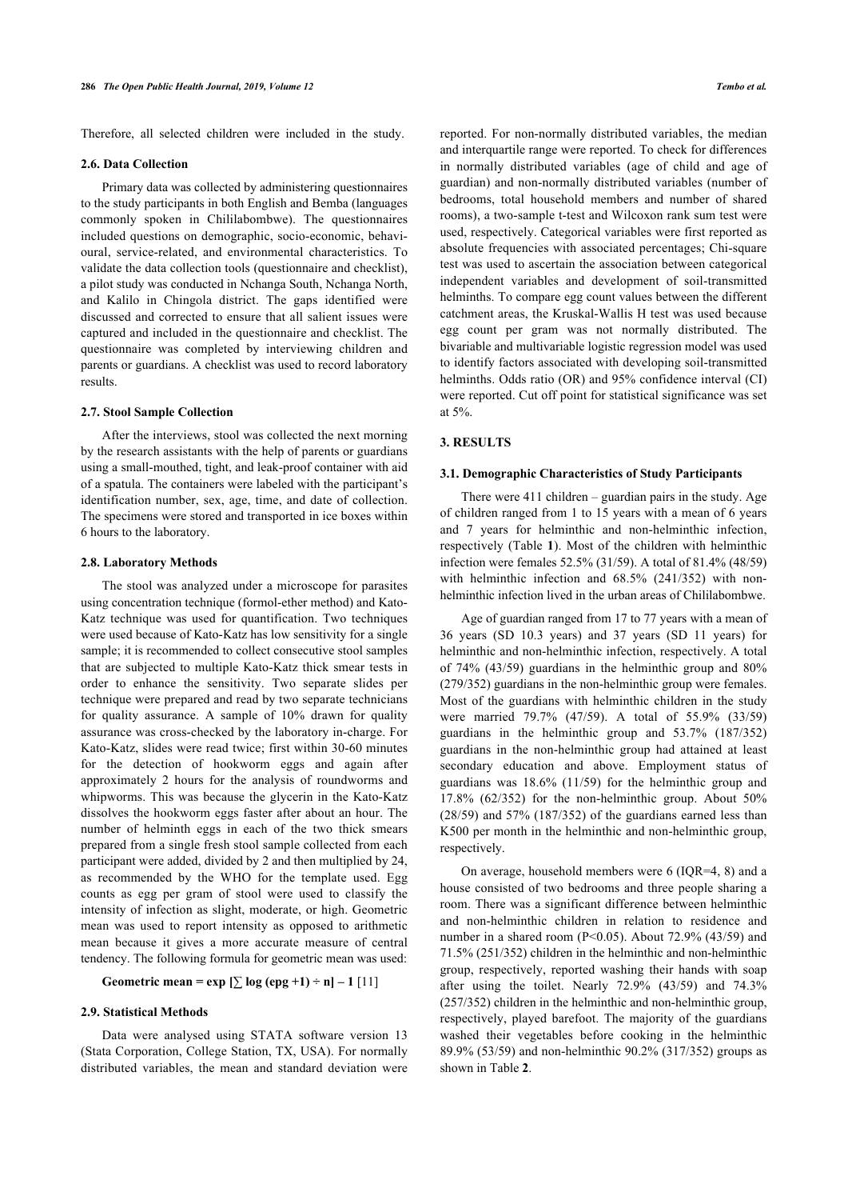Therefore, all selected children were included in the study.

### 2.6. Data Collection

Primary data was collected by administering questionnaires to the study participants in both English and Bemba (languages commonly spoken in Chililabombwe). The questionnaires included questions on demographic, socio-economic, behavioural, service-related, and environmental characteristics. To validate the data collection tools (questionnaire and checklist), a pilot study was conducted in Nchanga South, Nchanga North, and Kalilo in Chingola district. The gaps identified were discussed and corrected to ensure that all salient issues were captured and included in the questionnaire and checklist. The questionnaire was completed by interviewing children and parents or guardians. A checklist was used to record laboratory results.

### 2.7. Stool Sample Collection

After the interviews, stool was collected the next morning by the research assistants with the help of parents or guardians using a small-mouthed, tight, and leak-proof container with aid of a spatula. The containers were labeled with the participant's identification number, sex, age, time, and date of collection. The specimens were stored and transported in ice boxes within 6 hours to the laboratory.

### 2.8. Laboratory Methods

The stool was analyzed under a microscope for parasites using concentration technique (formol-ether method) and Kato-Katz technique was used for quantification. Two techniques were used because of Kato-Katz has low sensitivity for a single sample; it is recommended to collect consecutive stool samples that are subjected to multiple Kato-Katz thick smear tests in order to enhance the sensitivity. Two separate slides per technique were prepared and read by two separate technicians for quality assurance. A sample of 10% drawn for quality assurance was cross-checked by the laboratory in-charge. For Kato-Katz, slides were read twice; first within 30-60 minutes for the detection of hookworm eggs and again after approximately 2 hours for the analysis of roundworms and whipworms. This was because the glycerin in the Kato-Katz dissolves the hookworm eggs faster after about an hour. The number of helminth eggs in each of the two thick smears prepared from a single fresh stool sample collected from each participant were added, divided by 2 and then multiplied by 24, as recommended by the WHO for the template used. Egg counts as egg per gram of stool were used to classify the intensity of infection as slight, moderate, or high. Geometric mean was used to report intensity as opposed to arithmetic mean because it gives a more accurate measure of central tendency. The following formula for geometric mean was used:

$$\text{Geometric mean} = \exp\left[\sum \log(\text{epg} + 1) \div n\right] - 1 \quad [11]$$

### 2.9. Statistical Methods

Data were analysed using STATA software version 13 (Stata Corporation, College Station, TX, USA). For normally distributed variables, the mean and standard deviation were reported. For non-normally distributed variables, the median and interquartile range were reported. To check for differences in normally distributed variables (age of child and age of guardian) and non-normally distributed variables (number of bedrooms, total household members and number of shared rooms), a two-sample t-test and Wilcoxon rank sum test were used, respectively. Categorical variables were first reported as absolute frequencies with associated percentages; Chi-square test was used to ascertain the association between categorical independent variables and development of soil-transmitted helminths. To compare egg count values between the different catchment areas, the Kruskal-Wallis H test was used because egg count per gram was not normally distributed. The bivariable and multivariable logistic regression model was used to identify factors associated with developing soil-transmitted helminths. Odds ratio (OR) and 95% confidence interval (CI) were reported. Cut off point for statistical significance was set at 5%.

## 3. RESULTS

### 3.1. Demographic Characteristics of Study Participants

There were 411 children – guardian pairs in the study. Age of children ranged from 1 to 15 years with a mean of 6 years and 7 years for helminthic and non-helminthic infection, respectively (Table **1**). Most of the children with helminthic infection were females 52.5% (31/59). A total of 81.4% (48/59) with helminthic infection and 68.5% (241/352) with non-helminthic infection lived in the urban areas of Chililabombwe.

Age of guardian ranged from 17 to 77 years with a mean of 36 years (SD 10.3 years) and 37 years (SD 11 years) for helminthic and non-helminthic infection, respectively. A total of 74% (43/59) guardians in the helminthic group and 80% (279/352) guardians in the non-helminthic group were females. Most of the guardians with helminthic children in the study were married 79.7% (47/59). A total of 55.9% (33/59) guardians in the helminthic group and 53.7% (187/352) guardians in the non-helminthic group had attained at least secondary education and above. Employment status of guardians was 18.6% (11/59) for the helminthic group and 17.8% (62/352) for the non-helminthic group. About 50% (28/59) and 57% (187/352) of the guardians earned less than K500 per month in the helminthic and non-helminthic group, respectively.

On average, household members were 6 (IQR=4, 8) and a house consisted of two bedrooms and three people sharing a room. There was a significant difference between helminthic and non-helminthic children in relation to residence and number in a shared room ($P<0.05$). About 72.9% (43/59) and 71.5% (251/352) children in the helminthic and non-helminthic group, respectively, reported washing their hands with soap after using the toilet. Nearly 72.9% (43/59) and 74.3% (257/352) children in the helminthic and non-helminthic group, respectively, played barefoot. The majority of the guardians washed their vegetables before cooking in the helminthic 89.9% (53/59) and non-helminthic 90.2% (317/352) groups as shown in Table **2**.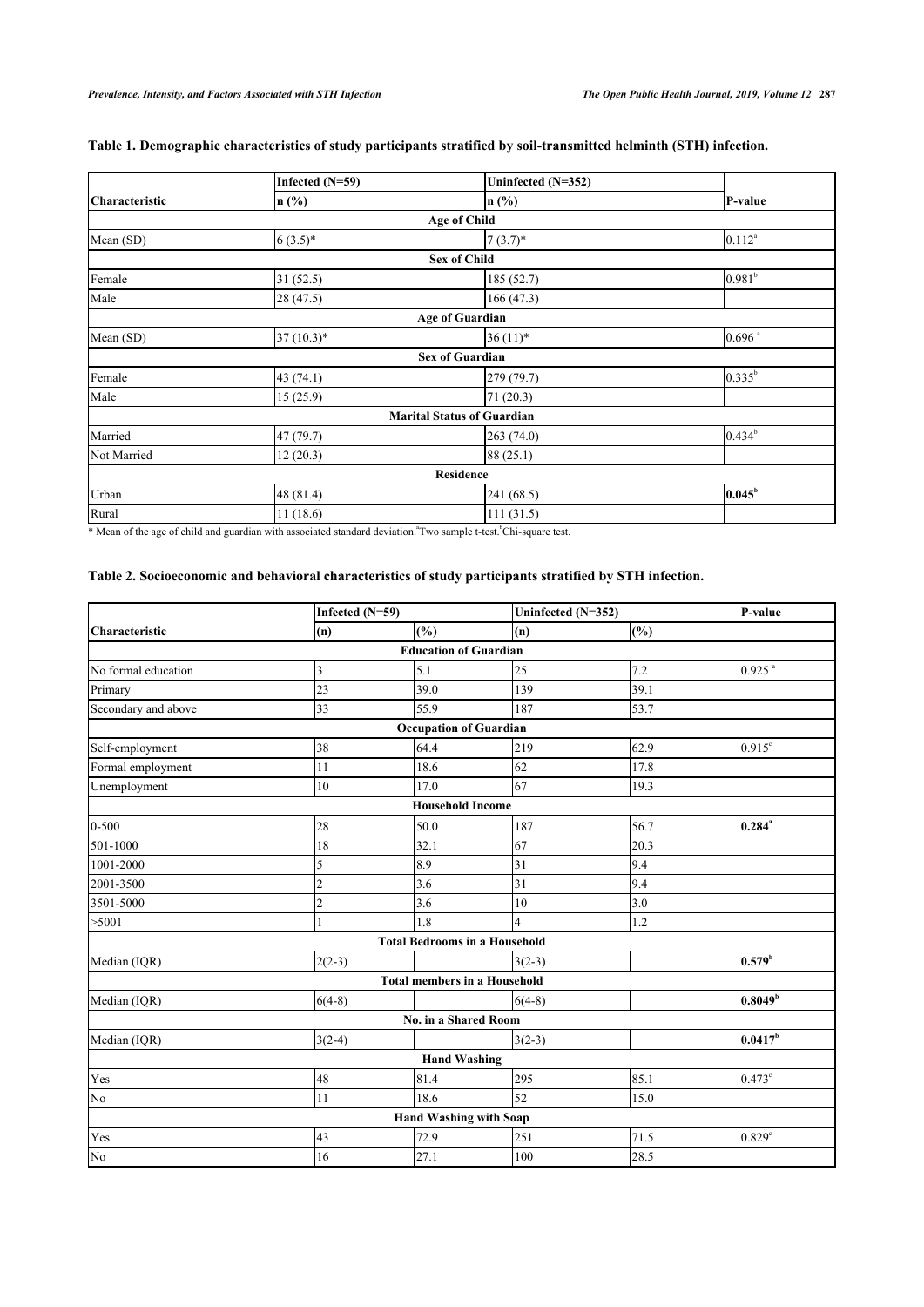**Table 1. Demographic characteristics of study participants stratified by soil-transmitted helminth (STH) infection.**

| | Infected (N=59) | Uninfected (N=352) | |
|---|---|---|---|
| Characteristic | n (%) | n (%) | P-value |
| **Age of Child** | | | |
| Mean (SD) | 6 (3.5)* | 7 (3.7)* | 0.112[a] |
| **Sex of Child** | | | |
| Female | 31 (52.5) | 185 (52.7) | 0.981[b] |
| Male | 28 (47.5) | 166 (47.3) | |
| **Age of Guardian** | | | |
| Mean (SD) | 37 (10.3)* | 36 (11)* | 0.696 [a] |
| **Sex of Guardian** | | | |
| Female | 43 (74.1) | 279 (79.7) | 0.335[b] |
| Male | 15 (25.9) | 71 (20.3) | |
| **Marital Status of Guardian** | | | |
| Married | 47 (79.7) | 263 (74.0) | 0.434[b] |
| Not Married | 12 (20.3) | 88 (25.1) | |
| **Residence** | | | |
| Urban | 48 (81.4) | 241 (68.5) | **0.045**[b] |
| Rural | 11 (18.6) | 111 (31.5) | |

* Mean of the age of child and guardian with associated standard deviation.[a]Two sample t-test.[b]Chi-square test.

**Table 2. Socioeconomic and behavioral characteristics of study participants stratified by STH infection.**

| | Infected (N=59) | | Uninfected (N=352) | | P-value |
|---|---|---|---|---|---|
| Characteristic | (n) | (%) | (n) | (%) | |
| **Education of Guardian** | | | | | |
| No formal education | 3 | 5.1 | 25 | 7.2 | 0.925 [a] |
| Primary | 23 | 39.0 | 139 | 39.1 | |
| Secondary and above | 33 | 55.9 | 187 | 53.7 | |
| **Occupation of Guardian** | | | | | |
| Self-employment | 38 | 64.4 | 219 | 62.9 | 0.915[c] |
| Formal employment | 11 | 18.6 | 62 | 17.8 | |
| Unemployment | 10 | 17.0 | 67 | 19.3 | |
| **Household Income** | | | | | |
| 0-500 | 28 | 50.0 | 187 | 56.7 | **0.284**[a] |
| 501-1000 | 18 | 32.1 | 67 | 20.3 | |
| 1001-2000 | 5 | 8.9 | 31 | 9.4 | |
| 2001-3500 | 2 | 3.6 | 31 | 9.4 | |
| 3501-5000 | 2 | 3.6 | 10 | 3.0 | |
| >5001 | 1 | 1.8 | 4 | 1.2 | |
| **Total Bedrooms in a Household** | | | | | |
| Median (IQR) | 2(2-3) | | 3(2-3) | | **0.579**[b] |
| **Total members in a Household** | | | | | |
| Median (IQR) | 6(4-8) | | 6(4-8) | | **0.8049**[b] |
| **No. in a Shared Room** | | | | | |
| Median (IQR) | 3(2-4) | | 3(2-3) | | **0.0417**[b] |
| **Hand Washing** | | | | | |
| Yes | 48 | 81.4 | 295 | 85.1 | 0.473[c] |
| No | 11 | 18.6 | 52 | 15.0 | |
| **Hand Washing with Soap** | | | | | |
| Yes | 43 | 72.9 | 251 | 71.5 | 0.829[c] |
| No | 16 | 27.1 | 100 | 28.5 | |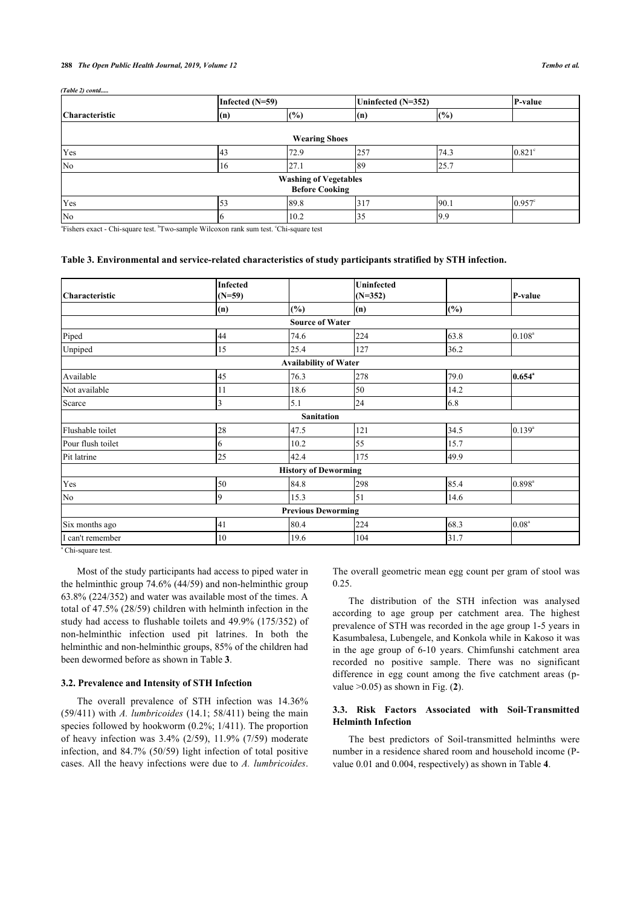*(Table 2) contd.....*

| Characteristic | Infected (N=59) | | Uninfected (N=352) | | P-value |
|---|---|---|---|---|---|
| | (n) | (%) | (n) | (%) | |
| **Wearing Shoes** | | | | | |
| Yes | 43 | 72.9 | 257 | 74.3 | 0.821[c] |
| No | 16 | 27.1 | 89 | 25.7 | |
| **Washing of Vegetables Before Cooking** | | | | | |
| Yes | 53 | 89.8 | 317 | 90.1 | 0.957[c] |
| No | 6 | 10.2 | 35 | 9.9 | |

[a]Fishers exact - Chi-square test. [b]Two-sample Wilcoxon rank sum test. [c]Chi-square test

**Table 3. Environmental and service-related characteristics of study participants stratified by STH infection.**

| Characteristic | Infected (N=59) | | Uninfected (N=352) | | P-value |
|---|---|---|---|---|---|
| | (n) | (%) | (n) | (%) | |
| **Source of Water** | | | | | |
| Piped | 44 | 74.6 | 224 | 63.8 | 0.108[a] |
| Unpiped | 15 | 25.4 | 127 | 36.2 | |
| **Availability of Water** | | | | | |
| Available | 45 | 76.3 | 278 | 79.0 | **0.654[a]** |
| Not available | 11 | 18.6 | 50 | 14.2 | |
| Scarce | 3 | 5.1 | 24 | 6.8 | |
| **Sanitation** | | | | | |
| Flushable toilet | 28 | 47.5 | 121 | 34.5 | 0.139[a] |
| Pour flush toilet | 6 | 10.2 | 55 | 15.7 | |
| Pit latrine | 25 | 42.4 | 175 | 49.9 | |
| **History of Deworming** | | | | | |
| Yes | 50 | 84.8 | 298 | 85.4 | 0.898[a] |
| No | 9 | 15.3 | 51 | 14.6 | |
| **Previous Deworming** | | | | | |
| Six months ago | 41 | 80.4 | 224 | 68.3 | 0.08[a] |
| I can't remember | 10 | 19.6 | 104 | 31.7 | |

[a] Chi-square test.

Most of the study participants had access to piped water in the helminthic group 74.6% (44/59) and non-helminthic group 63.8% (224/352) and water was available most of the times. A total of 47.5% (28/59) children with helminth infection in the study had access to flushable toilets and 49.9% (175/352) of non-helminthic infection used pit latrines. In both the helminthic and non-helminthic groups, 85% of the children had been dewormed before as shown in Table **3**.

### 3.2. Prevalence and Intensity of STH Infection

The overall prevalence of STH infection was 14.36% (59/411) with *A. lumbricoides* (14.1; 58/411) being the main species followed by hookworm (0.2%; 1/411). The proportion of heavy infection was 3.4% (2/59), 11.9% (7/59) moderate infection, and 84.7% (50/59) light infection of total positive cases. All the heavy infections were due to *A. lumbricoides*. The overall geometric mean egg count per gram of stool was 0.25.

The distribution of the STH infection was analysed according to age group per catchment area. The highest prevalence of STH was recorded in the age group 1-5 years in Kasumbalesa, Lubengele, and Konkola while in Kakoso it was in the age group of 6-10 years. Chimfunshi catchment area recorded no positive sample. There was no significant difference in egg count among the five catchment areas (p-value >0.05) as shown in Fig. (**2**).

### 3.3. Risk Factors Associated with Soil-Transmitted Helminth Infection

The best predictors of Soil-transmitted helminths were number in a residence shared room and household income (P-value 0.01 and 0.004, respectively) as shown in Table **4**.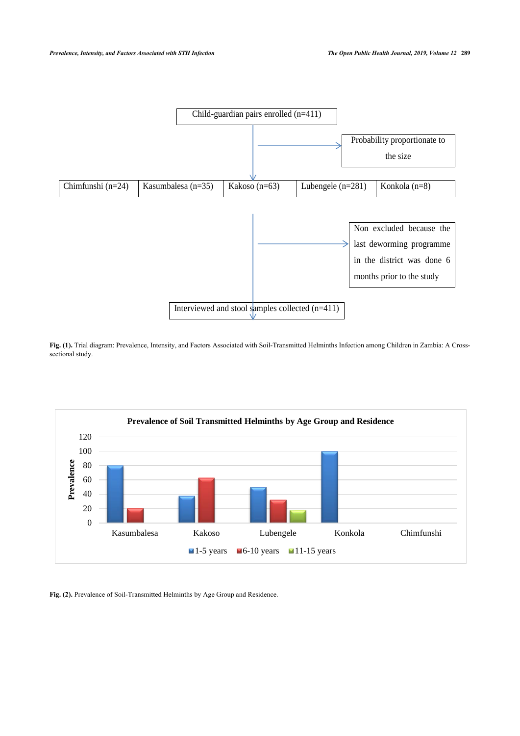Child-guardian pairs enrolled (n=411)

Probability proportionate to the size

| Chimfunshi (n=24) | Kasumbalesa (n=35) | Kakoso (n=63) | Lubengele (n=281) | Konkola (n=8) |
| --- | --- | --- | --- | --- |

Non excluded because the last deworming programme in the district was done 6 months prior to the study

Interviewed and stool samples collected (n=411)

**Fig. (1).** Trial diagram: Prevalence, Intensity, and Factors Associated with Soil-Transmitted Helminths Infection among Children in Zambia: A Cross-sectional study.

**Prevalence of Soil Transmitted Helminths by Age Group and Residence**

| Residence | 1-5 years | 6-10 years | 11-15 years |
| --- | --- | --- | --- |
| Kasumbalesa | 80 | 20 | |
| Kakoso | 37 | 63 | |
| Lubengele | 50 | 32 | 18 |
| Konkola | 100 | | |
| Chimfunshi | | | |

**Fig. (2).** Prevalence of Soil-Transmitted Helminths by Age Group and Residence.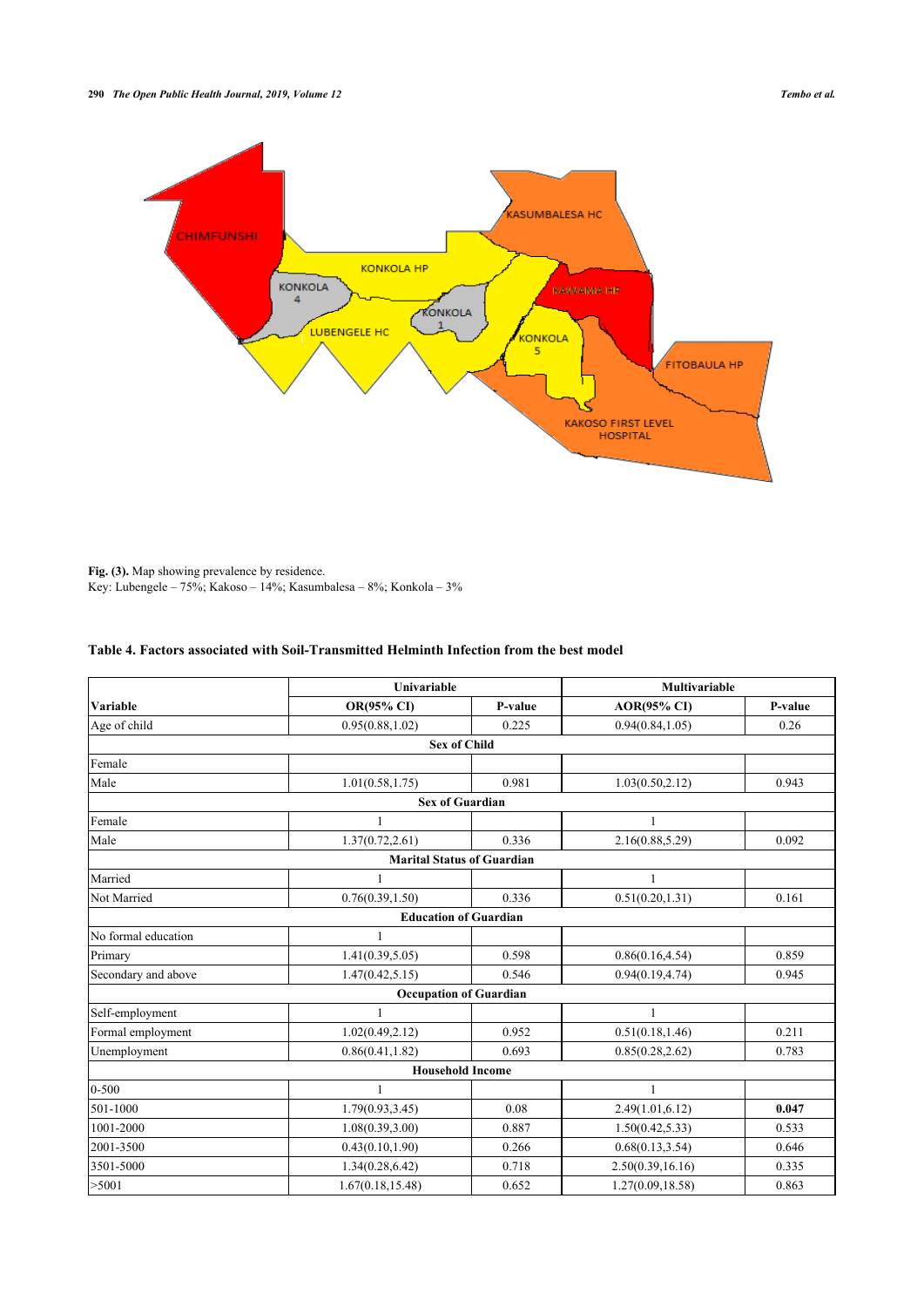Fig. (3). Map showing prevalence by residence.
Key: Lubengele – 75%; Kakoso – 14%; Kasumbalesa – 8%; Konkola – 3%

**Table 4. Factors associated with Soil-Transmitted Helminth Infection from the best model**

| Variable | Univariable | | Multivariable | |
|---|---|---|---|---|
| | **OR(95% CI)** | **P-value** | **AOR(95% CI)** | **P-value** |
| Age of child | 0.95(0.88,1.02) | 0.225 | 0.94(0.84,1.05) | 0.26 |
| **Sex of Child** | | | | |
| Female | | | | |
| Male | 1.01(0.58,1.75) | 0.981 | 1.03(0.50,2.12) | 0.943 |
| **Sex of Guardian** | | | | |
| Female | 1 | | 1 | |
| Male | 1.37(0.72,2.61) | 0.336 | 2.16(0.88,5.29) | 0.092 |
| **Marital Status of Guardian** | | | | |
| Married | 1 | | 1 | |
| Not Married | 0.76(0.39,1.50) | 0.336 | 0.51(0.20,1.31) | 0.161 |
| **Education of Guardian** | | | | |
| No formal education | 1 | | | |
| Primary | 1.41(0.39,5.05) | 0.598 | 0.86(0.16,4.54) | 0.859 |
| Secondary and above | 1.47(0.42,5.15) | 0.546 | 0.94(0.19,4.74) | 0.945 |
| **Occupation of Guardian** | | | | |
| Self-employment | 1 | | 1 | |
| Formal employment | 1.02(0.49,2.12) | 0.952 | 0.51(0.18,1.46) | 0.211 |
| Unemployment | 0.86(0.41,1.82) | 0.693 | 0.85(0.28,2.62) | 0.783 |
| **Household Income** | | | | |
| 0-500 | 1 | | 1 | |
| 501-1000 | 1.79(0.93,3.45) | 0.08 | 2.49(1.01,6.12) | **0.047** |
| 1001-2000 | 1.08(0.39,3.00) | 0.887 | 1.50(0.42,5.33) | 0.533 |
| 2001-3500 | 0.43(0.10,1.90) | 0.266 | 0.68(0.13,3.54) | 0.646 |
| 3501-5000 | 1.34(0.28,6.42) | 0.718 | 2.50(0.39,16.16) | 0.335 |
| >5001 | 1.67(0.18,15.48) | 0.652 | 1.27(0.09,18.58) | 0.863 |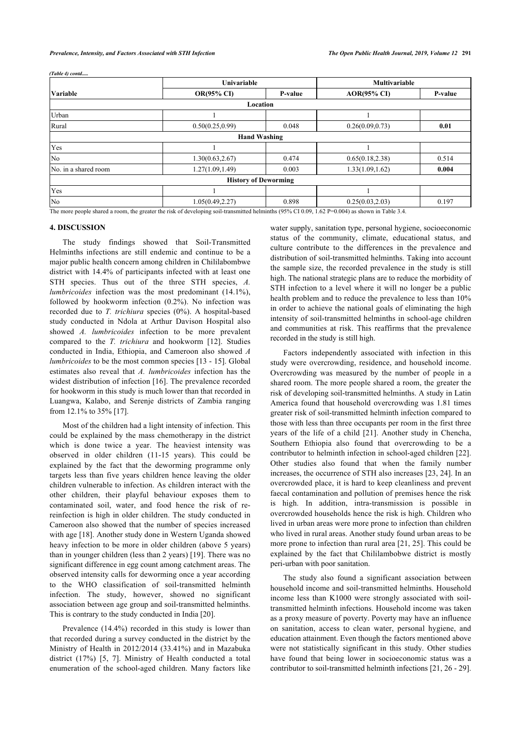*(Table 4) contd.....*

| Variable | Univariable | | Multivariable | |
|---|---|---|---|---|
| | **OR(95% CI)** | **P-value** | **AOR(95% CI)** | **P-value** |
| **Location** | | | | |
| Urban | 1 | | 1 | |
| Rural | 0.50(0.25,0.99) | 0.048 | 0.26(0.09,0.73) | **0.01** |
| **Hand Washing** | | | | |
| Yes | 1 | | 1 | |
| No | 1.30(0.63,2.67) | 0.474 | 0.65(0.18,2.38) | 0.514 |
| No. in a shared room | 1.27(1.09,1.49) | 0.003 | 1.33(1.09,1.62) | **0.004** |
| **History of Deworming** | | | | |
| Yes | 1 | | 1 | |
| No | 1.05(0.49,2.27) | 0.898 | 0.25(0.03,2.03) | 0.197 |

The more people shared a room, the greater the risk of developing soil-transmitted helminths (95% CI 0.09, 1.62 P=0.004) as shown in Table 3.4.

## 4. DISCUSSION

The study findings showed that Soil-Transmitted Helminths infections are still endemic and continue to be a major public health concern among children in Chililabombwe district with 14.4% of participants infected with at least one STH species. Thus out of the three STH species, *A. lumbricoides* infection was the most predominant (14.1%), followed by hookworm infection (0.2%). No infection was recorded due to *T. trichiura* species (0%). A hospital-based study conducted in Ndola at Arthur Davison Hospital also showed *A. lumbricoides* infection to be more prevalent compared to the *T. trichiura* and hookworm [12]. Studies conducted in India, Ethiopia, and Cameroon also showed *A lumbricoides* to be the most common species [13 - 15]. Global estimates also reveal that *A. lumbricoides* infection has the widest distribution of infection [16]. The prevalence recorded for hookworm in this study is much lower than that recorded in Luangwa, Kalabo, and Serenje districts of Zambia ranging from 12.1% to 35% [17].

Most of the children had a light intensity of infection. This could be explained by the mass chemotherapy in the district which is done twice a year. The heaviest intensity was observed in older children (11-15 years). This could be explained by the fact that the deworming programme only targets less than five years children hence leaving the older children vulnerable to infection. As children interact with the other children, their playful behaviour exposes them to contaminated soil, water, and food hence the risk of re-reinfection is high in older children. The study conducted in Cameroon also showed that the number of species increased with age [18]. Another study done in Western Uganda showed heavy infection to be more in older children (above 5 years) than in younger children (less than 2 years) [19]. There was no significant difference in egg count among catchment areas. The observed intensity calls for deworming once a year according to the WHO classification of soil-transmitted helminth infection. The study, however, showed no significant association between age group and soil-transmitted helminths. This is contrary to the study conducted in India [20].

Prevalence (14.4%) recorded in this study is lower than that recorded during a survey conducted in the district by the Ministry of Health in 2012/2014 (33.41%) and in Mazabuka district (17%) [5, 7]. Ministry of Health conducted a total enumeration of the school-aged children. Many factors like water supply, sanitation type, personal hygiene, socioeconomic status of the community, climate, educational status, and culture contribute to the differences in the prevalence and distribution of soil-transmitted helminths. Taking into account the sample size, the recorded prevalence in the study is still high. The national strategic plans are to reduce the morbidity of STH infection to a level where it will no longer be a public health problem and to reduce the prevalence to less than 10% in order to achieve the national goals of eliminating the high intensity of soil-transmitted helminths in school-age children and communities at risk. This reaffirms that the prevalence recorded in the study is still high.

Factors independently associated with infection in this study were overcrowding, residence, and household income. Overcrowding was measured by the number of people in a shared room. The more people shared a room, the greater the risk of developing soil-transmitted helminths. A study in Latin America found that household overcrowding was 1.81 times greater risk of soil-transmitted helminth infection compared to those with less than three occupants per room in the first three years of the life of a child [21]. Another study in Chencha, Southern Ethiopia also found overcrowding to be a contributor to helminth infection in school-aged children [22]. Other studies also found that when the family number increases, the occurrence of STH also increases [23, 24]. In an overcrowded place, it is hard to keep cleanliness and prevent faecal contamination and pollution of premises hence the risk is high. In addition, intra-transmission is possible in overcrowded households hence the risk is high. Children who lived in urban areas were more prone to infection than children who lived in rural areas. Another study found urban areas to be more prone to infection than rural area [21, 25]. This could be explained by the fact that Chililambobwe district is mostly peri-urban with poor sanitation.

The study also found a significant association between household income and soil-transmitted helminths. Household income less than K1000 were strongly associated with soil-transmitted helminth infections. Household income was taken as a proxy measure of poverty. Poverty may have an influence on sanitation, access to clean water, personal hygiene, and education attainment. Even though the factors mentioned above were not statistically significant in this study. Other studies have found that being lower in socioeconomic status was a contributor to soil-transmitted helminth infections [21, 26 - 29].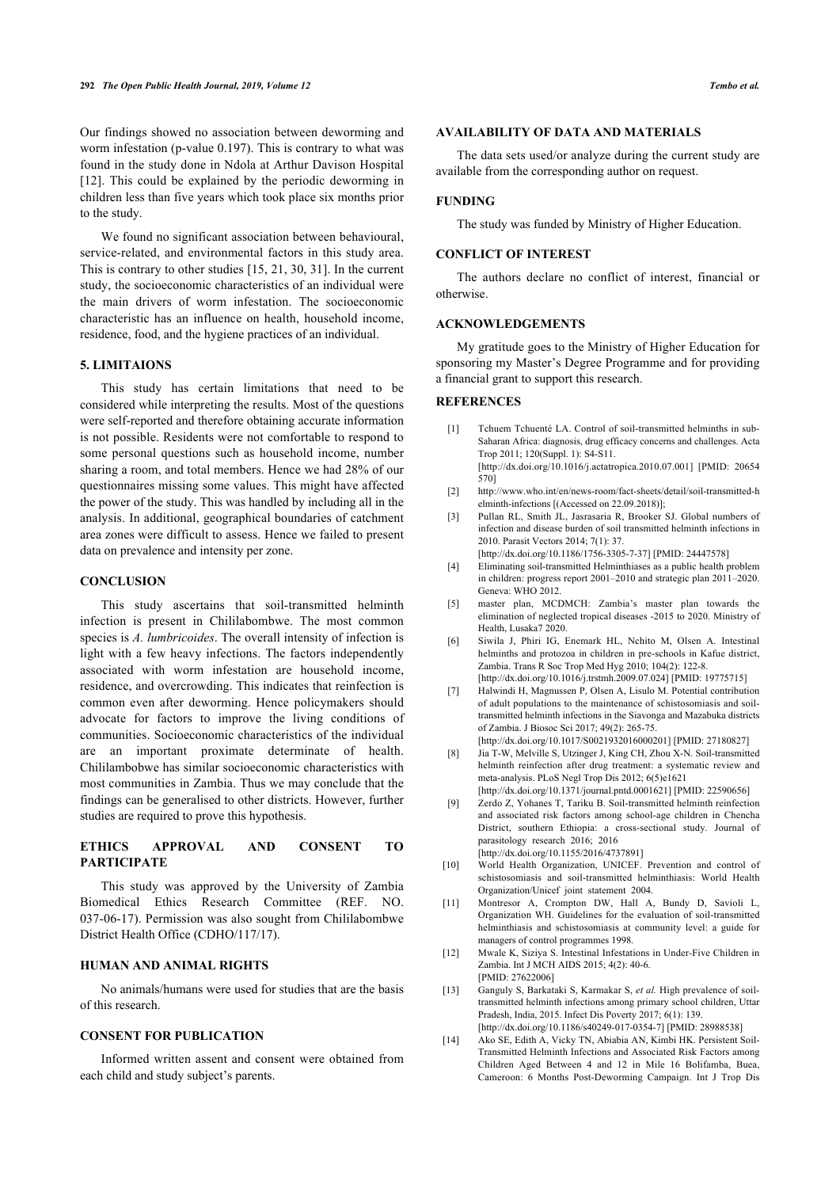Our findings showed no association between deworming and worm infestation (p-value 0.197). This is contrary to what was found in the study done in Ndola at Arthur Davison Hospital [12]. This could be explained by the periodic deworming in children less than five years which took place six months prior to the study.

We found no significant association between behavioural, service-related, and environmental factors in this study area. This is contrary to other studies [15, 21, 30, 31]. In the current study, the socioeconomic characteristics of an individual were the main drivers of worm infestation. The socioeconomic characteristic has an influence on health, household income, residence, food, and the hygiene practices of an individual.

## 5. LIMITAIONS

This study has certain limitations that need to be considered while interpreting the results. Most of the questions were self-reported and therefore obtaining accurate information is not possible. Residents were not comfortable to respond to some personal questions such as household income, number sharing a room, and total members. Hence we had 28% of our questionnaires missing some values. This might have affected the power of the study. This was handled by including all in the analysis. In additional, geographical boundaries of catchment area zones were difficult to assess. Hence we failed to present data on prevalence and intensity per zone.

## CONCLUSION

This study ascertains that soil-transmitted helminth infection is present in Chililabombwe. The most common species is *A. lumbricoides*. The overall intensity of infection is light with a few heavy infections. The factors independently associated with worm infestation are household income, residence, and overcrowding. This indicates that reinfection is common even after deworming. Hence policymakers should advocate for factors to improve the living conditions of communities. Socioeconomic characteristics of the individual are an important proximate determinate of health. Chililambobwe has similar socioeconomic characteristics with most communities in Zambia. Thus we may conclude that the findings can be generalised to other districts. However, further studies are required to prove this hypothesis.

## ETHICS APPROVAL AND CONSENT TO PARTICIPATE

This study was approved by the University of Zambia Biomedical Ethics Research Committee (REF. NO. 037-06-17). Permission was also sought from Chililabombwe District Health Office (CDHO/117/17).

## HUMAN AND ANIMAL RIGHTS

No animals/humans were used for studies that are the basis of this research.

## CONSENT FOR PUBLICATION

Informed written assent and consent were obtained from each child and study subject's parents.

## AVAILABILITY OF DATA AND MATERIALS

The data sets used/or analyze during the current study are available from the corresponding author on request.

## FUNDING

The study was funded by Ministry of Higher Education.

## CONFLICT OF INTEREST

The authors declare no conflict of interest, financial or otherwise.

## ACKNOWLEDGEMENTS

My gratitude goes to the Ministry of Higher Education for sponsoring my Master's Degree Programme and for providing a financial grant to support this research.

## REFERENCES

[1] Tchuem Tchuenté LA. Control of soil-transmitted helminths in sub-Saharan Africa: diagnosis, drug efficacy concerns and challenges. Acta Trop 2011; 120(Suppl. 1): S4-S11. [http://dx.doi.org/10.1016/j.actatropica.2010.07.001] [PMID: 20654570]

[2] http://www.who.int/en/news-room/fact-sheets/detail/soil-transmitted-helminth-infections [(Accessed on 22.09.2018)];

[3] Pullan RL, Smith JL, Jasrasaria R, Brooker SJ. Global numbers of infection and disease burden of soil transmitted helminth infections in 2010. Parasit Vectors 2014; 7(1): 37. [http://dx.doi.org/10.1186/1756-3305-7-37] [PMID: 24447578]

[4] Eliminating soil-transmitted Helminthiases as a public health problem in children: progress report 2001–2010 and strategic plan 2011–2020. Geneva: WHO 2012.

[5] master plan, MCDMCH: Zambia's master plan towards the elimination of neglected tropical diseases -2015 to 2020. Ministry of Health, Lusaka7 2020.

[6] Siwila J, Phiri IG, Enemark HL, Nchito M, Olsen A. Intestinal helminths and protozoa in children in pre-schools in Kafue district, Zambia. Trans R Soc Trop Med Hyg 2010; 104(2): 122-8. [http://dx.doi.org/10.1016/j.trstmh.2009.07.024] [PMID: 19775715]

[7] Halwindi H, Magnussen P, Olsen A, Lisulo M. Potential contribution of adult populations to the maintenance of schistosomiasis and soil-transmitted helminth infections in the Siavonga and Mazabuka districts of Zambia. J Biosoc Sci 2017; 49(2): 265-75. [http://dx.doi.org/10.1017/S0021932016000201] [PMID: 27180827]

[8] Jia T-W, Melville S, Utzinger J, King CH, Zhou X-N. Soil-transmitted helminth reinfection after drug treatment: a systematic review and meta-analysis. PLoS Negl Trop Dis 2012; 6(5)e1621 [http://dx.doi.org/10.1371/journal.pntd.0001621] [PMID: 22590656]

[9] Zerdo Z, Yohanes T, Tariku B. Soil-transmitted helminth reinfection and associated risk factors among school-age children in Chencha District, southern Ethiopia: a cross-sectional study. Journal of parasitology research 2016; 2016 [http://dx.doi.org/10.1155/2016/4737891]

[10] World Health Organization, UNICEF. Prevention and control of schistosomiasis and soil-transmitted helminthiasis: World Health Organization/Unicef joint statement 2004.

[11] Montresor A, Crompton DW, Hall A, Bundy D, Savioli L, Organization WH. Guidelines for the evaluation of soil-transmitted helminthiasis and schistosomiasis at community level: a guide for managers of control programmes 1998.

[12] Mwale K, Siziya S. Intestinal Infestations in Under-Five Children in Zambia. Int J MCH AIDS 2015; 4(2): 40-6. [PMID: 27622006]

[13] Ganguly S, Barkataki S, Karmakar S, *et al.* High prevalence of soil-transmitted helminth infections among primary school children, Uttar Pradesh, India, 2015. Infect Dis Poverty 2017; 6(1): 139. [http://dx.doi.org/10.1186/s40249-017-0354-7] [PMID: 28988538]

[14] Ako SE, Edith A, Vicky TN, Abiabia AN, Kimbi HK. Persistent Soil-Transmitted Helminth Infections and Associated Risk Factors among Children Aged Between 4 and 12 in Mile 16 Bolifamba, Buea, Cameroon: 6 Months Post-Deworming Campaign. Int J Trop Dis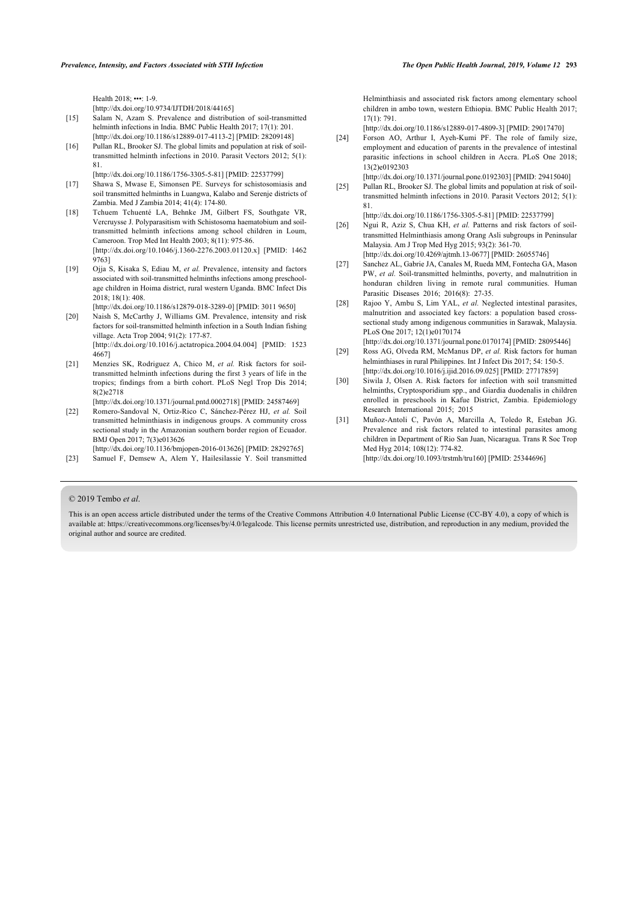Health 2018; •••: 1-9.
[http://dx.doi.org/10.9734/IJTDH/2018/44165]

[15] Salam N, Azam S. Prevalence and distribution of soil-transmitted helminth infections in India. BMC Public Health 2017; 17(1): 201. [http://dx.doi.org/10.1186/s12889-017-4113-2] [PMID: 28209148]

[16] Pullan RL, Brooker SJ. The global limits and population at risk of soil-transmitted helminth infections in 2010. Parasit Vectors 2012; 5(1): 81.
[http://dx.doi.org/10.1186/1756-3305-5-81] [PMID: 22537799]

[17] Shawa S, Mwase E, Simonsen PE. Surveys for schistosomiasis and soil transmitted helminths in Luangwa, Kalabo and Serenje districts of Zambia. Med J Zambia 2014; 41(4): 174-80.

[18] Tchuem Tchuenté LA, Behnke JM, Gilbert FS, Southgate VR, Vercruysse J. Polyparasitism with Schistosoma haematobium and soil-transmitted helminth infections among school children in Loum, Cameroon. Trop Med Int Health 2003; 8(11): 975-86.
[http://dx.doi.org/10.1046/j.1360-2276.2003.01120.x] [PMID: 14629763]

[19] Ojja S, Kisaka S, Ediau M, *et al.* Prevalence, intensity and factors associated with soil-transmitted helminths infections among preschool-age children in Hoima district, rural western Uganda. BMC Infect Dis 2018; 18(1): 408.
[http://dx.doi.org/10.1186/s12879-018-3289-0] [PMID: 3011 9650]

[20] Naish S, McCarthy J, Williams GM. Prevalence, intensity and risk factors for soil-transmitted helminth infection in a South Indian fishing village. Acta Trop 2004; 91(2): 177-87.
[http://dx.doi.org/10.1016/j.actatropica.2004.04.004] [PMID: 15234667]

[21] Menzies SK, Rodriguez A, Chico M, *et al.* Risk factors for soil-transmitted helminth infections during the first 3 years of life in the tropics; findings from a birth cohort. PLoS Negl Trop Dis 2014; 8(2)e2718
[http://dx.doi.org/10.1371/journal.pntd.0002718] [PMID: 24587469]

[22] Romero-Sandoval N, Ortiz-Rico C, Sánchez-Pérez HJ, *et al.* Soil transmitted helminthiasis in indigenous groups. A community cross sectional study in the Amazonian southern border region of Ecuador. BMJ Open 2017; 7(3)e013626
[http://dx.doi.org/10.1136/bmjopen-2016-013626] [PMID: 28292765]

[23] Samuel F, Demsew A, Alem Y, Hailesilassie Y. Soil transmitted Helminthiasis and associated risk factors among elementary school children in ambo town, western Ethiopia. BMC Public Health 2017; 17(1): 791.
[http://dx.doi.org/10.1186/s12889-017-4809-3] [PMID: 29017470]

[24] Forson AO, Arthur I, Ayeh-Kumi PF. The role of family size, employment and education of parents in the prevalence of intestinal parasitic infections in school children in Accra. PLoS One 2018; 13(2)e0192303
[http://dx.doi.org/10.1371/journal.pone.0192303] [PMID: 29415040]

[25] Pullan RL, Brooker SJ. The global limits and population at risk of soil-transmitted helminth infections in 2010. Parasit Vectors 2012; 5(1): 81.
[http://dx.doi.org/10.1186/1756-3305-5-81] [PMID: 22537799]

[26] Ngui R, Aziz S, Chua KH, *et al.* Patterns and risk factors of soil-transmitted Helminthiasis among Orang Asli subgroups in Peninsular Malaysia. Am J Trop Med Hyg 2015; 93(2): 361-70.
[http://dx.doi.org/10.4269/ajtmh.13-0677] [PMID: 26055746]

[27] Sanchez AL, Gabrie JA, Canales M, Rueda MM, Fontecha GA, Mason PW, *et al.* Soil-transmitted helminths, poverty, and malnutrition in honduran children living in remote rural communities. Human Parasitic Diseases 2016; 2016(8): 27-35.

[28] Rajoo Y, Ambu S, Lim YAL, *et al.* Neglected intestinal parasites, malnutrition and associated key factors: a population based cross-sectional study among indigenous communities in Sarawak, Malaysia. PLoS One 2017; 12(1)e0170174
[http://dx.doi.org/10.1371/journal.pone.0170174] [PMID: 28095446]

[29] Ross AG, Olveda RM, McManus DP, *et al.* Risk factors for human helminthiases in rural Philippines. Int J Infect Dis 2017; 54: 150-5.
[http://dx.doi.org/10.1016/j.ijid.2016.09.025] [PMID: 27717859]

[30] Siwila J, Olsen A. Risk factors for infection with soil transmitted helminths, Cryptosporidium spp., and Giardia duodenalis in children enrolled in preschools in Kafue District, Zambia. Epidemiology Research International 2015; 2015

[31] Muñoz-Antoli C, Pavón A, Marcilla A, Toledo R, Esteban JG. Prevalence and risk factors related to intestinal parasites among children in Department of Rio San Juan, Nicaragua. Trans R Soc Trop Med Hyg 2014; 108(12): 774-82.
[http://dx.doi.org/10.1093/trstmh/tru160] [PMID: 25344696]

© 2019 Tembo *et al*.

This is an open access article distributed under the terms of the Creative Commons Attribution 4.0 International Public License (CC-BY 4.0), a copy of which is available at: https://creativecommons.org/licenses/by/4.0/legalcode. This license permits unrestricted use, distribution, and reproduction in any medium, provided the original author and source are credited.